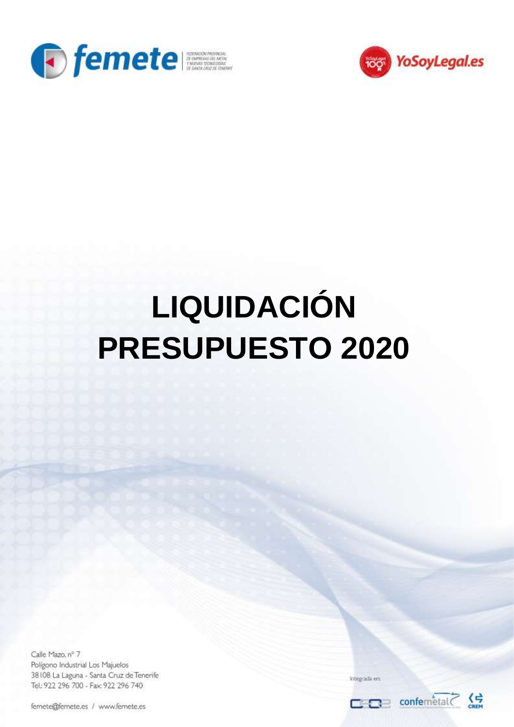# LIQUIDACIÓN PRESUPUESTO 2020

Calle Mazo, nº 7
Polígono Industrial Los Majuelos
38108 La Laguna - Santa Cruz de Tenerife
Tel.: 922 296 700 - Fax: 922 296 740

femete@femete.es / www.femete.es

Integrada en: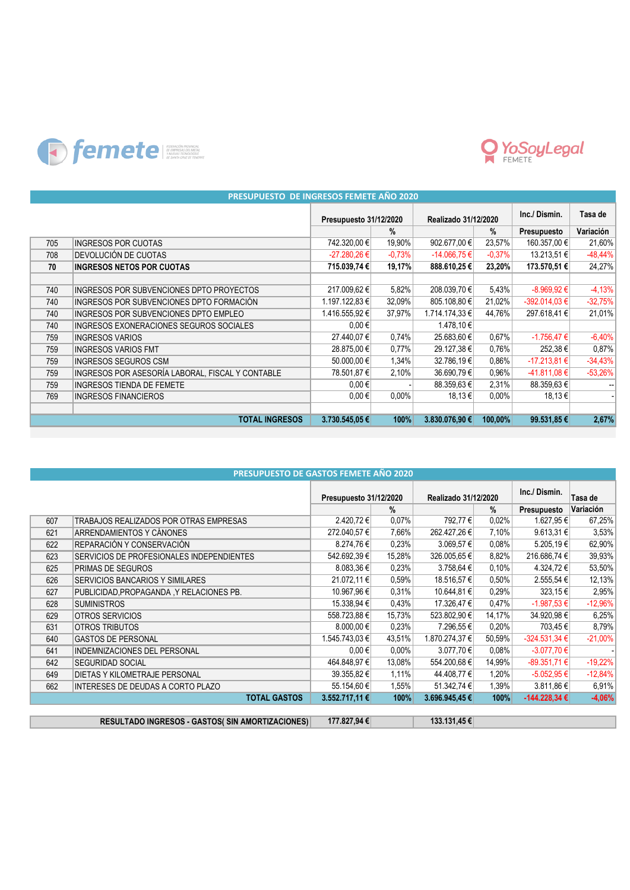femete

YoSoyLegal FEMETE

## PRESUPUESTO DE INGRESOS FEMETE AÑO 2020

| | | Presupuesto 31/12/2020 | % | Realizado 31/12/2020 | % | Inc./ Dismin. Presupuesto | Tasa de Variación |
|---|---|---|---|---|---|---|---|
| 705 | INGRESOS POR CUOTAS | 742.320,00 € | 19,90% | 902.677,00 € | 23,57% | 160.357,00 € | 21,60% |
| 708 | DEVOLUCIÓN DE CUOTAS | -27.280,26 € | -0,73% | -14.066,75 € | -0,37% | 13.213,51 € | -48,44% |
| **70** | **INGRESOS NETOS POR CUOTAS** | **715.039,74 €** | **19,17%** | **888.610,25 €** | **23,20%** | **173.570,51 €** | **24,27%** |
| | | | | | | | |
| 740 | INGRESOS POR SUBVENCIONES DPTO PROYECTOS | 217.009,62 € | 5,82% | 208.039,70 € | 5,43% | -8.969,92 € | -4,13% |
| 740 | INGRESOS POR SUBVENCIONES DPTO FORMACIÓN | 1.197.122,83 € | 32,09% | 805.108,80 € | 21,02% | -392.014,03 € | -32,75% |
| 740 | INGRESOS POR SUBVENCIONES DPTO EMPLEO | 1.416.555,92 € | 37,97% | 1.714.174,33 € | 44,76% | 297.618,41 € | 21,01% |
| 740 | INGRESOS EXONERACIONES SEGUROS SOCIALES | 0,00 € | | 1.478,10 € | | | |
| 759 | INGRESOS VARIOS | 27.440,07 € | 0,74% | 25.683,60 € | 0,67% | -1.756,47 € | -6,40% |
| 759 | INGRESOS VARIOS FMT | 28.875,00 € | 0,77% | 29.127,38 € | 0,76% | 252,38 € | 0,87% |
| 759 | INGRESOS SEGUROS CSM | 50.000,00 € | 1,34% | 32.786,19 € | 0,86% | -17.213,81 € | -34,43% |
| 759 | INGRESOS POR ASESORÍA LABORAL, FISCAL Y CONTABLE | 78.501,87 € | 2,10% | 36.690,79 € | 0,96% | -41.811,08 € | -53,26% |
| 759 | INGRESOS TIENDA DE FEMETE | 0,00 € | - | 88.359,63 € | 2,31% | 88.359,63 € | -- |
| 769 | INGRESOS FINANCIEROS | 0,00 € | 0,00% | 18,13 € | 0,00% | 18,13 € | - |
| | | | | | | | |
| | **TOTAL INGRESOS** | **3.730.545,05 €** | **100%** | **3.830.076,90 €** | **100,00%** | **99.531,85 €** | **2,67%** |

## PRESUPUESTO DE GASTOS FEMETE AÑO 2020

| | | Presupuesto 31/12/2020 | % | Realizado 31/12/2020 | % | Inc./ Dismin. Presupuesto | Tasa de Variación |
|---|---|---|---|---|---|---|---|
| 607 | TRABAJOS REALIZADOS POR OTRAS EMPRESAS | 2.420,72 € | 0,07% | 792,77 € | 0,02% | 1.627,95 € | 67,25% |
| 621 | ARRENDAMIENTOS Y CÁNONES | 272.040,57 € | 7,66% | 262.427,26 € | 7,10% | 9.613,31 € | 3,53% |
| 622 | REPARACIÓN Y CONSERVACIÓN | 8.274,76 € | 0,23% | 3.069,57 € | 0,08% | 5.205,19 € | 62,90% |
| 623 | SERVICIOS DE PROFESIONALES INDEPENDIENTES | 542.692,39 € | 15,28% | 326.005,65 € | 8,82% | 216.686,74 € | 39,93% |
| 625 | PRIMAS DE SEGUROS | 8.083,36 € | 0,23% | 3.758,64 € | 0,10% | 4.324,72 € | 53,50% |
| 626 | SERVICIOS BANCARIOS Y SIMILARES | 21.072,11 € | 0,59% | 18.516,57 € | 0,50% | 2.555,54 € | 12,13% |
| 627 | PUBLICIDAD,PROPAGANDA ,Y RELACIONES PB. | 10.967,96 € | 0,31% | 10.644,81 € | 0,29% | 323,15 € | 2,95% |
| 628 | SUMINISTROS | 15.338,94 € | 0,43% | 17.326,47 € | 0,47% | -1.987,53 € | -12,96% |
| 629 | OTROS SERVICIOS | 558.723,88 € | 15,73% | 523.802,90 € | 14,17% | 34.920,98 € | 6,25% |
| 631 | OTROS TRIBUTOS | 8.000,00 € | 0,23% | 7.296,55 € | 0,20% | 703,45 € | 8,79% |
| 640 | GASTOS DE PERSONAL | 1.545.743,03 € | 43,51% | 1.870.274,37 € | 50,59% | -324.531,34 € | -21,00% |
| 641 | INDEMNIZACIONES DEL PERSONAL | 0,00 € | 0,00% | 3.077,70 € | 0,08% | -3.077,70 € | - |
| 642 | SEGURIDAD SOCIAL | 464.848,97 € | 13,08% | 554.200,68 € | 14,99% | -89.351,71 € | -19,22% |
| 649 | DIETAS Y KILOMETRAJE PERSONAL | 39.355,82 € | 1,11% | 44.408,77 € | 1,20% | -5.052,95 € | -12,84% |
| 662 | INTERESES DE DEUDAS A CORTO PLAZO | 55.154,60 € | 1,55% | 51.342,74 € | 1,39% | 3.811,86 € | 6,91% |
| | **TOTAL GASTOS** | **3.552.717,11 €** | **100%** | **3.696.945,45 €** | **100%** | **-144.228,34 €** | **-4,06%** |

| | | | | |
|---|---|---|---|---|
| **RESULTADO INGRESOS - GASTOS( SIN AMORTIZACIONES)** | **177.827,94 €** | | **133.131,45 €** | |